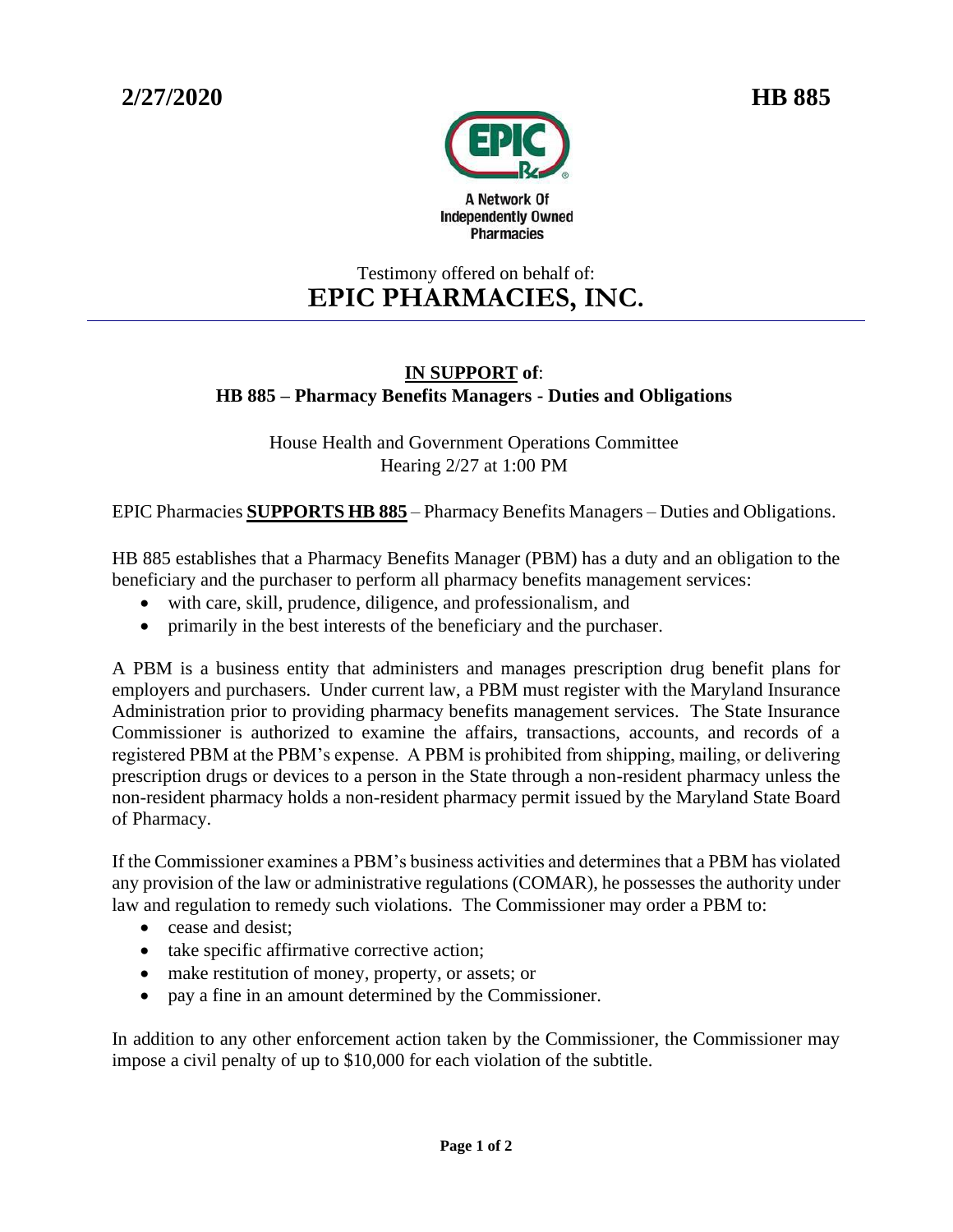**2/27/2020** **HB 885**

A Network Of Independently Owned Pharmacies

Testimony offered on behalf of:

# EPIC PHARMACIES, INC.

---

**IN SUPPORT of**:
**HB 885 – Pharmacy Benefits Managers - Duties and Obligations**

House Health and Government Operations Committee
Hearing 2/27 at 1:00 PM

EPIC Pharmacies **SUPPORTS HB 885** – Pharmacy Benefits Managers – Duties and Obligations.

HB 885 establishes that a Pharmacy Benefits Manager (PBM) has a duty and an obligation to the beneficiary and the purchaser to perform all pharmacy benefits management services:

- with care, skill, prudence, diligence, and professionalism, and
- primarily in the best interests of the beneficiary and the purchaser.

A PBM is a business entity that administers and manages prescription drug benefit plans for employers and purchasers. Under current law, a PBM must register with the Maryland Insurance Administration prior to providing pharmacy benefits management services. The State Insurance Commissioner is authorized to examine the affairs, transactions, accounts, and records of a registered PBM at the PBM's expense. A PBM is prohibited from shipping, mailing, or delivering prescription drugs or devices to a person in the State through a non-resident pharmacy unless the non-resident pharmacy holds a non-resident pharmacy permit issued by the Maryland State Board of Pharmacy.

If the Commissioner examines a PBM's business activities and determines that a PBM has violated any provision of the law or administrative regulations (COMAR), he possesses the authority under law and regulation to remedy such violations. The Commissioner may order a PBM to:

- cease and desist;
- take specific affirmative corrective action;
- make restitution of money, property, or assets; or
- pay a fine in an amount determined by the Commissioner.

In addition to any other enforcement action taken by the Commissioner, the Commissioner may impose a civil penalty of up to $10,000 for each violation of the subtitle.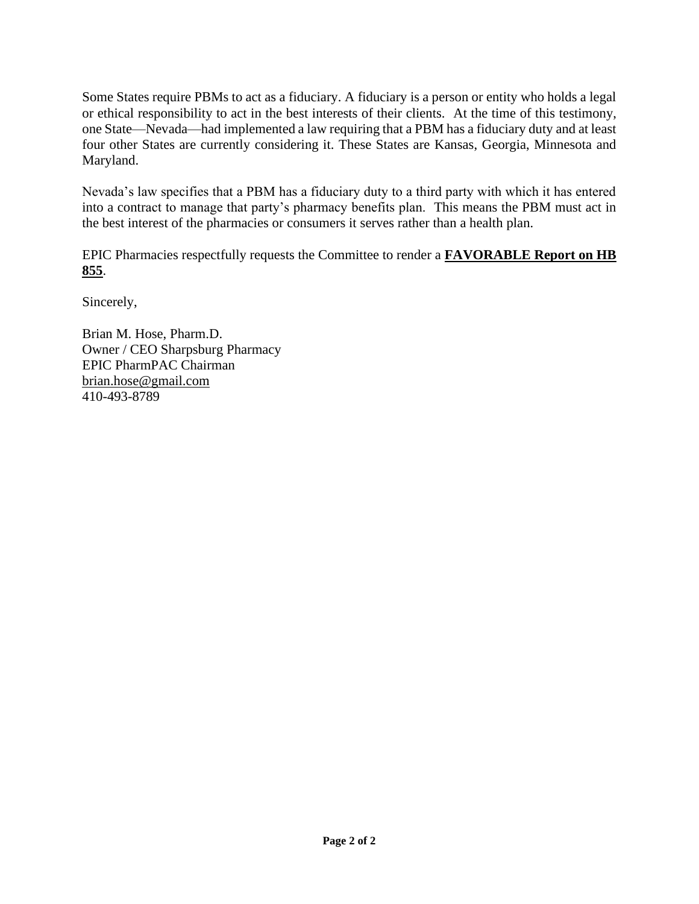Some States require PBMs to act as a fiduciary. A fiduciary is a person or entity who holds a legal or ethical responsibility to act in the best interests of their clients. At the time of this testimony, one State—Nevada—had implemented a law requiring that a PBM has a fiduciary duty and at least four other States are currently considering it. These States are Kansas, Georgia, Minnesota and Maryland.

Nevada's law specifies that a PBM has a fiduciary duty to a third party with which it has entered into a contract to manage that party's pharmacy benefits plan. This means the PBM must act in the best interest of the pharmacies or consumers it serves rather than a health plan.

EPIC Pharmacies respectfully requests the Committee to render a **FAVORABLE Report on HB 855**.

Sincerely,

Brian M. Hose, Pharm.D.
Owner / CEO Sharpsburg Pharmacy
EPIC PharmPAC Chairman
brian.hose@gmail.com
410-493-8789